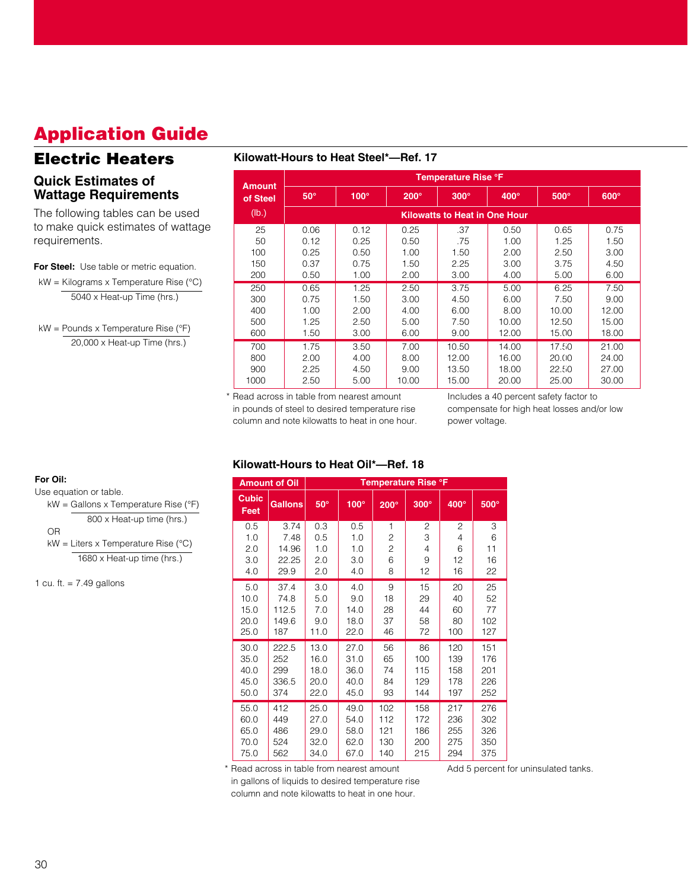# Application Guide

## Electric Heaters

### Quick Estimates of Wattage Requirements

The following tables can be used to make quick estimates of wattage requirements.

**For Steel:** Use table or metric equation.

$$kW = \frac{\text{Kilograms} \times \text{Temperature Rise (°C)}}{5040 \times \text{Heat-up Time (hrs.)}}$$

$$kW = \frac{\text{Pounds} \times \text{Temperature Rise (°F)}}{20{,}000 \times \text{Heat-up Time (hrs.)}}$$

**Kilowatt-Hours to Heat Steel*—Ref. 17**

| Amount of Steel (lb.) | Temperature Rise °F | | | | | | |
|---|---|---|---|---|---|---|---|
| | 50° | 100° | 200° | 300° | 400° | 500° | 600° |
| | Kilowatts to Heat in One Hour | | | | | | |
| 25 | 0.06 | 0.12 | 0.25 | .37 | 0.50 | 0.65 | 0.75 |
| 50 | 0.12 | 0.25 | 0.50 | .75 | 1.00 | 1.25 | 1.50 |
| 100 | 0.25 | 0.50 | 1.00 | 1.50 | 2.00 | 2.50 | 3.00 |
| 150 | 0.37 | 0.75 | 1.50 | 2.25 | 3.00 | 3.75 | 4.50 |
| 200 | 0.50 | 1.00 | 2.00 | 3.00 | 4.00 | 5.00 | 6.00 |
| 250 | 0.65 | 1.25 | 2.50 | 3.75 | 5.00 | 6.25 | 7.50 |
| 300 | 0.75 | 1.50 | 3.00 | 4.50 | 6.00 | 7.50 | 9.00 |
| 400 | 1.00 | 2.00 | 4.00 | 6.00 | 8.00 | 10.00 | 12.00 |
| 500 | 1.25 | 2.50 | 5.00 | 7.50 | 10.00 | 12.50 | 15.00 |
| 600 | 1.50 | 3.00 | 6.00 | 9.00 | 12.00 | 15.00 | 18.00 |
| 700 | 1.75 | 3.50 | 7.00 | 10.50 | 14.00 | 17.50 | 21.00 |
| 800 | 2.00 | 4.00 | 8.00 | 12.00 | 16.00 | 20.00 | 24.00 |
| 900 | 2.25 | 4.50 | 9.00 | 13.50 | 18.00 | 22.50 | 27.00 |
| 1000 | 2.50 | 5.00 | 10.00 | 15.00 | 20.00 | 25.00 | 30.00 |

\* Read across in table from nearest amount in pounds of steel to desired temperature rise column and note kilowatts to heat in one hour.

Includes a 40 percent safety factor to compensate for high heat losses and/or low power voltage.

**For Oil:**

Use equation or table.

$$kW = \frac{\text{Gallons} \times \text{Temperature Rise (°F)}}{800 \times \text{Heat-up time (hrs.)}}$$

OR

$$kW = \frac{\text{Liters} \times \text{Temperature Rise (°C)}}{1680 \times \text{Heat-up time (hrs.)}}$$

1 cu. ft. = 7.49 gallons

**Kilowatt-Hours to Heat Oil*—Ref. 18**

| Amount of Oil | | Temperature Rise °F | | | | | |
|---|---|---|---|---|---|---|---|
| Cubic Feet | Gallons | 50° | 100° | 200° | 300° | 400° | 500° |
| 0.5 | 3.74 | 0.3 | 0.5 | 1 | 2 | 2 | 3 |
| 1.0 | 7.48 | 0.5 | 1.0 | 2 | 3 | 4 | 6 |
| 2.0 | 14.96 | 1.0 | 1.0 | 2 | 4 | 6 | 11 |
| 3.0 | 22.25 | 2.0 | 3.0 | 6 | 9 | 12 | 16 |
| 4.0 | 29.9 | 2.0 | 4.0 | 8 | 12 | 16 | 22 |
| 5.0 | 37.4 | 3.0 | 4.0 | 9 | 15 | 20 | 25 |
| 10.0 | 74.8 | 5.0 | 9.0 | 18 | 29 | 40 | 52 |
| 15.0 | 112.5 | 7.0 | 14.0 | 28 | 44 | 60 | 77 |
| 20.0 | 149.6 | 9.0 | 18.0 | 37 | 58 | 80 | 102 |
| 25.0 | 187 | 11.0 | 22.0 | 46 | 72 | 100 | 127 |
| 30.0 | 222.5 | 13.0 | 27.0 | 56 | 86 | 120 | 151 |
| 35.0 | 252 | 16.0 | 31.0 | 65 | 100 | 139 | 176 |
| 40.0 | 299 | 18.0 | 36.0 | 74 | 115 | 158 | 201 |
| 45.0 | 336.5 | 20.0 | 40.0 | 84 | 129 | 178 | 226 |
| 50.0 | 374 | 22.0 | 45.0 | 93 | 144 | 197 | 252 |
| 55.0 | 412 | 25.0 | 49.0 | 102 | 158 | 217 | 276 |
| 60.0 | 449 | 27.0 | 54.0 | 112 | 172 | 236 | 302 |
| 65.0 | 486 | 29.0 | 58.0 | 121 | 186 | 255 | 326 |
| 70.0 | 524 | 32.0 | 62.0 | 130 | 200 | 275 | 350 |
| 75.0 | 562 | 34.0 | 67.0 | 140 | 215 | 294 | 375 |

\* Read across in table from nearest amount in gallons of liquids to desired temperature rise column and note kilowatts to heat in one hour.

Add 5 percent for uninsulated tanks.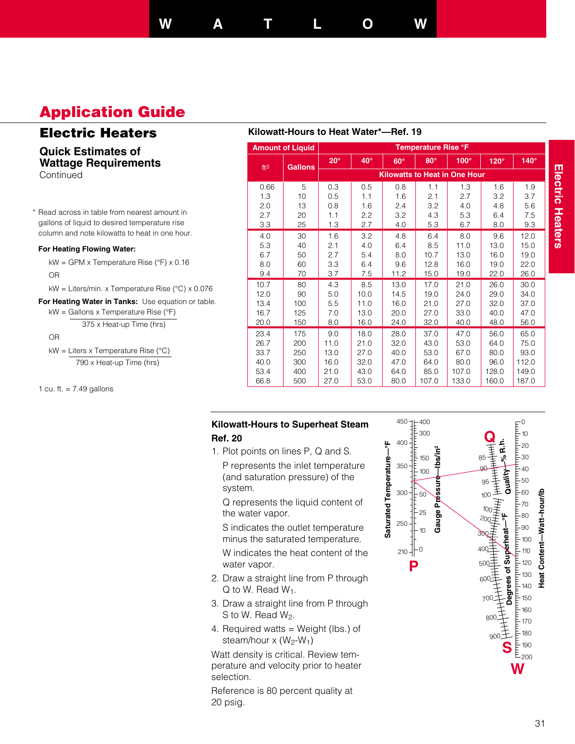# Application Guide

## Electric Heaters

### Quick Estimates of Wattage Requirements

Continued

\* Read across in table from nearest amount in gallons of liquid to desired temperature rise column and note kilowatts to heat in one hour.

**For Heating Flowing Water:**

kW = GPM x Temperature Rise (°F) x 0.16

OR

kW = Liters/min. x Temperature Rise (°C) x 0.076

**For Heating Water in Tanks:** Use equation or table.

$$kW = \frac{\text{Gallons x Temperature Rise (°F)}}{\text{375 x Heat-up Time (hrs)}}$$

OR

$$kW = \frac{\text{Liters x Temperature Rise (°C)}}{\text{790 x Heat-up Time (hrs)}}$$

1 cu. ft. = 7.49 gallons

**Kilowatt-Hours to Heat Water\*—Ref. 19**

| Amount of Liquid | | Temperature Rise °F | | | | | | |
|---|---|---|---|---|---|---|---|---|
| $ft^3$ | Gallons | 20° | 40° | 60° | 80° | 100° | 120° | 140° |
| | | Kilowatts to Heat in One Hour | | | | | | |
| 0.66 | 5 | 0.3 | 0.5 | 0.8 | 1.1 | 1.3 | 1.6 | 1.9 |
| 1.3 | 10 | 0.5 | 1.1 | 1.6 | 2.1 | 2.7 | 3.2 | 3.7 |
| 2.0 | 13 | 0.8 | 1.6 | 2.4 | 3.2 | 4.0 | 4.8 | 5.6 |
| 2.7 | 20 | 1.1 | 2.2 | 3.2 | 4.3 | 5.3 | 6.4 | 7.5 |
| 3.3 | 25 | 1.3 | 2.7 | 4.0 | 5.3 | 6.7 | 8.0 | 9.3 |
| 4.0 | 30 | 1.6 | 3.2 | 4.8 | 6.4 | 8.0 | 9.6 | 12.0 |
| 5.3 | 40 | 2.1 | 4.0 | 6.4 | 8.5 | 11.0 | 13.0 | 15.0 |
| 6.7 | 50 | 2.7 | 5.4 | 8.0 | 10.7 | 13.0 | 16.0 | 19.0 |
| 8.0 | 60 | 3.3 | 6.4 | 9.6 | 12.8 | 16.0 | 19.0 | 22.0 |
| 9.4 | 70 | 3.7 | 7.5 | 11.2 | 15.0 | 19.0 | 22.0 | 26.0 |
| 10.7 | 80 | 4.3 | 8.5 | 13.0 | 17.0 | 21.0 | 26.0 | 30.0 |
| 12.0 | 90 | 5.0 | 10.0 | 14.5 | 19.0 | 24.0 | 29.0 | 34.0 |
| 13.4 | 100 | 5.5 | 11.0 | 16.0 | 21.0 | 27.0 | 32.0 | 37.0 |
| 16.7 | 125 | 7.0 | 13.0 | 20.0 | 27.0 | 33.0 | 40.0 | 47.0 |
| 20.0 | 150 | 8.0 | 16.0 | 24.0 | 32.0 | 40.0 | 48.0 | 56.0 |
| 23.4 | 175 | 9.0 | 18.0 | 28.0 | 37.0 | 47.0 | 56.0 | 65.0 |
| 26.7 | 200 | 11.0 | 21.0 | 32.0 | 43.0 | 53.0 | 64.0 | 75.0 |
| 33.7 | 250 | 13.0 | 27.0 | 40.0 | 53.0 | 67.0 | 80.0 | 93.0 |
| 40.0 | 300 | 16.0 | 32.0 | 47.0 | 64.0 | 80.0 | 96.0 | 112.0 |
| 53.4 | 400 | 21.0 | 43.0 | 64.0 | 85.0 | 107.0 | 128.0 | 149.0 |
| 66.8 | 500 | 27.0 | 53.0 | 80.0 | 107.0 | 133.0 | 160.0 | 187.0 |

**Kilowatt-Hours to Superheat Steam Ref. 20**

1. Plot points on lines P, Q and S.

   P represents the inlet temperature (and saturation pressure) of the system.

   Q represents the liquid content of the water vapor.

   S indicates the outlet temperature minus the saturated temperature.

   W indicates the heat content of the water vapor.

2. Draw a straight line from P through Q to W. Read $W_1$.
3. Draw a straight line from P through S to W. Read $W_2$.
4. Required watts = Weight (lbs.) of steam/hour x ($W_2$-$W_1$)

Watt density is critical. Review temperature and velocity prior to heater selection.

Reference is 80 percent quality at 20 psig.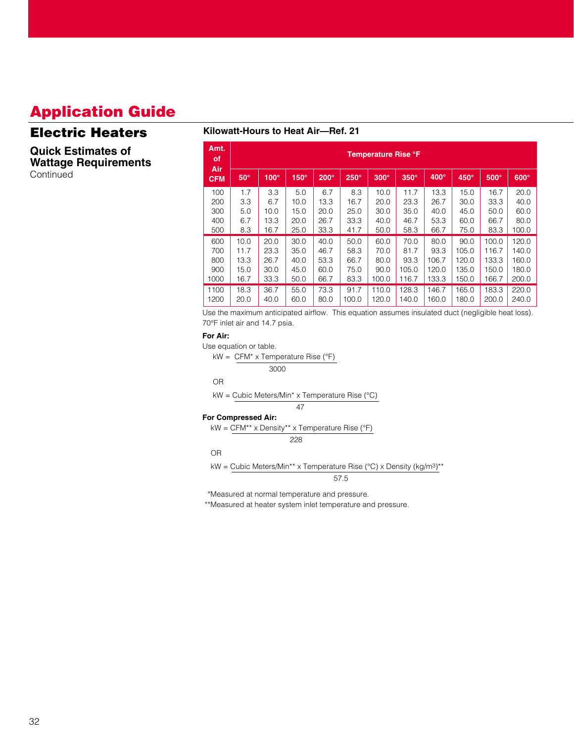# Application Guide

## Electric Heaters

### Quick Estimates of Wattage Requirements

Continued

**Kilowatt-Hours to Heat Air—Ref. 21**

| Amt. of Air CFM | Temperature Rise °F | | | | | | | | | | |
|---|---|---|---|---|---|---|---|---|---|---|---|
| | 50° | 100° | 150° | 200° | 250° | 300° | 350° | 400° | 450° | 500° | 600° |
| 100 | 1.7 | 3.3 | 5.0 | 6.7 | 8.3 | 10.0 | 11.7 | 13.3 | 15.0 | 16.7 | 20.0 |
| 200 | 3.3 | 6.7 | 10.0 | 13.3 | 16.7 | 20.0 | 23.3 | 26.7 | 30.0 | 33.3 | 40.0 |
| 300 | 5.0 | 10.0 | 15.0 | 20.0 | 25.0 | 30.0 | 35.0 | 40.0 | 45.0 | 50.0 | 60.0 |
| 400 | 6.7 | 13.3 | 20.0 | 26.7 | 33.3 | 40.0 | 46.7 | 53.3 | 60.0 | 66.7 | 80.0 |
| 500 | 8.3 | 16.7 | 25.0 | 33.3 | 41.7 | 50.0 | 58.3 | 66.7 | 75.0 | 83.3 | 100.0 |
| 600 | 10.0 | 20.0 | 30.0 | 40.0 | 50.0 | 60.0 | 70.0 | 80.0 | 90.0 | 100.0 | 120.0 |
| 700 | 11.7 | 23.3 | 35.0 | 46.7 | 58.3 | 70.0 | 81.7 | 93.3 | 105.0 | 116.7 | 140.0 |
| 800 | 13.3 | 26.7 | 40.0 | 53.3 | 66.7 | 80.0 | 93.3 | 106.7 | 120.0 | 133.3 | 160.0 |
| 900 | 15.0 | 30.0 | 45.0 | 60.0 | 75.0 | 90.0 | 105.0 | 120.0 | 135.0 | 150.0 | 180.0 |
| 1000 | 16.7 | 33.3 | 50.0 | 66.7 | 83.3 | 100.0 | 116.7 | 133.3 | 150.0 | 166.7 | 200.0 |
| 1100 | 18.3 | 36.7 | 55.0 | 73.3 | 91.7 | 110.0 | 128.3 | 146.7 | 165.0 | 183.3 | 220.0 |
| 1200 | 20.0 | 40.0 | 60.0 | 80.0 | 100.0 | 120.0 | 140.0 | 160.0 | 180.0 | 200.0 | 240.0 |

Use the maximum anticipated airflow. This equation assumes insulated duct (negligible heat loss). 70°F inlet air and 14.7 psia.

**For Air:**

Use equation or table.

$$\text{kW} = \frac{\text{CFM}^* \times \text{Temperature Rise (°F)}}{3000}$$

OR

$$\text{kW} = \frac{\text{Cubic Meters/Min}^* \times \text{Temperature Rise (°C)}}{47}$$

**For Compressed Air:**

$$\text{kW} = \frac{\text{CFM}^{**} \times \text{Density}^{**} \times \text{Temperature Rise (°F)}}{228}$$

OR

$$\text{kW} = \frac{\text{Cubic Meters/Min}^{**} \times \text{Temperature Rise (°C)} \times \text{Density (kg/m}^3)^{**}}{57.5}$$

*Measured at normal temperature and pressure.

**Measured at heater system inlet temperature and pressure.